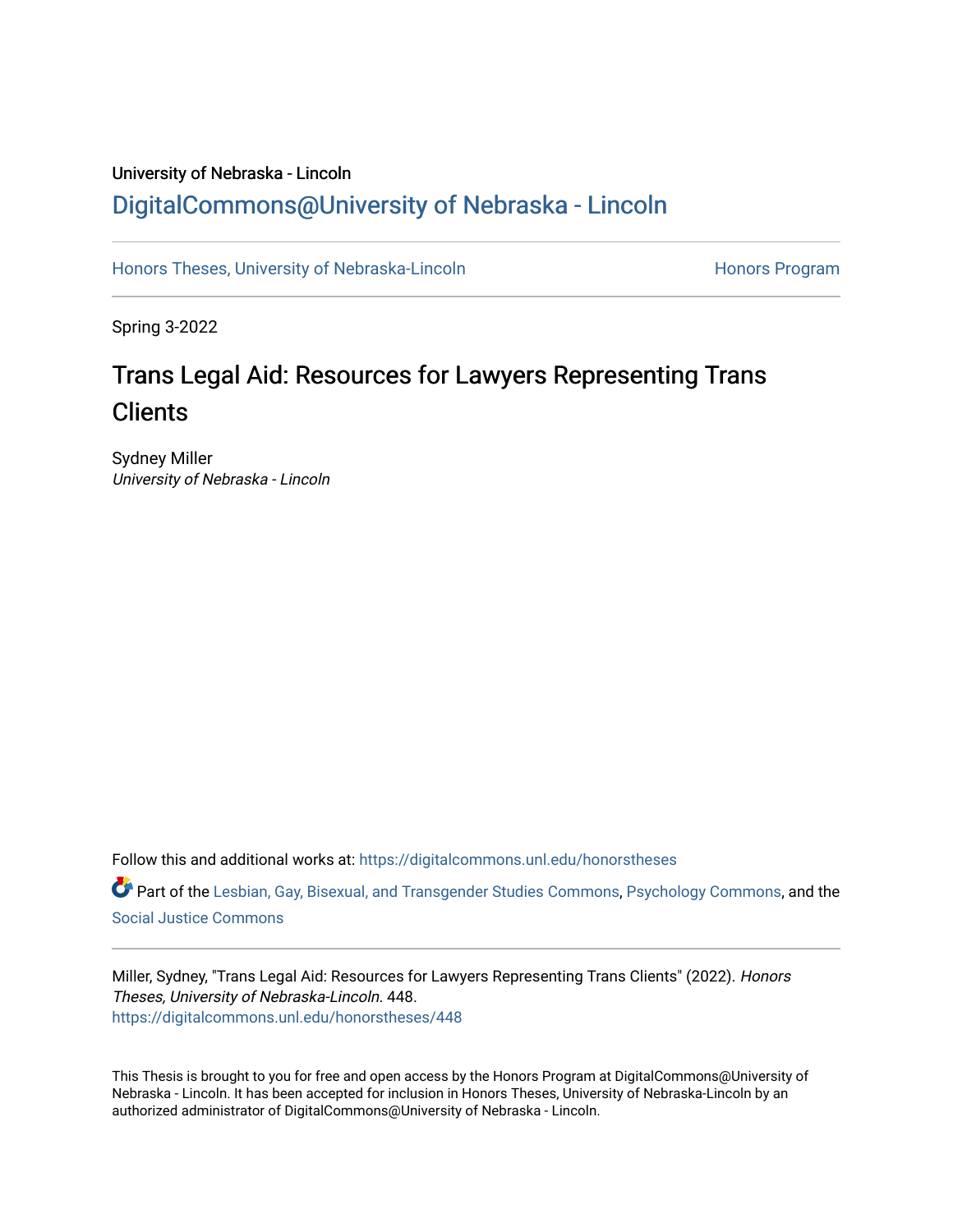University of Nebraska - Lincoln

DigitalCommons@University of Nebraska - Lincoln

Honors Theses, University of Nebraska-Lincoln

Honors Program

Spring 3-2022

# Trans Legal Aid: Resources for Lawyers Representing Trans Clients

Sydney Miller
*University of Nebraska - Lincoln*

Follow this and additional works at: https://digitalcommons.unl.edu/honorstheses

Part of the Lesbian, Gay, Bisexual, and Transgender Studies Commons, Psychology Commons, and the Social Justice Commons

Miller, Sydney, "Trans Legal Aid: Resources for Lawyers Representing Trans Clients" (2022). *Honors Theses, University of Nebraska-Lincoln*. 448.
https://digitalcommons.unl.edu/honorstheses/448

This Thesis is brought to you for free and open access by the Honors Program at DigitalCommons@University of Nebraska - Lincoln. It has been accepted for inclusion in Honors Theses, University of Nebraska-Lincoln by an authorized administrator of DigitalCommons@University of Nebraska - Lincoln.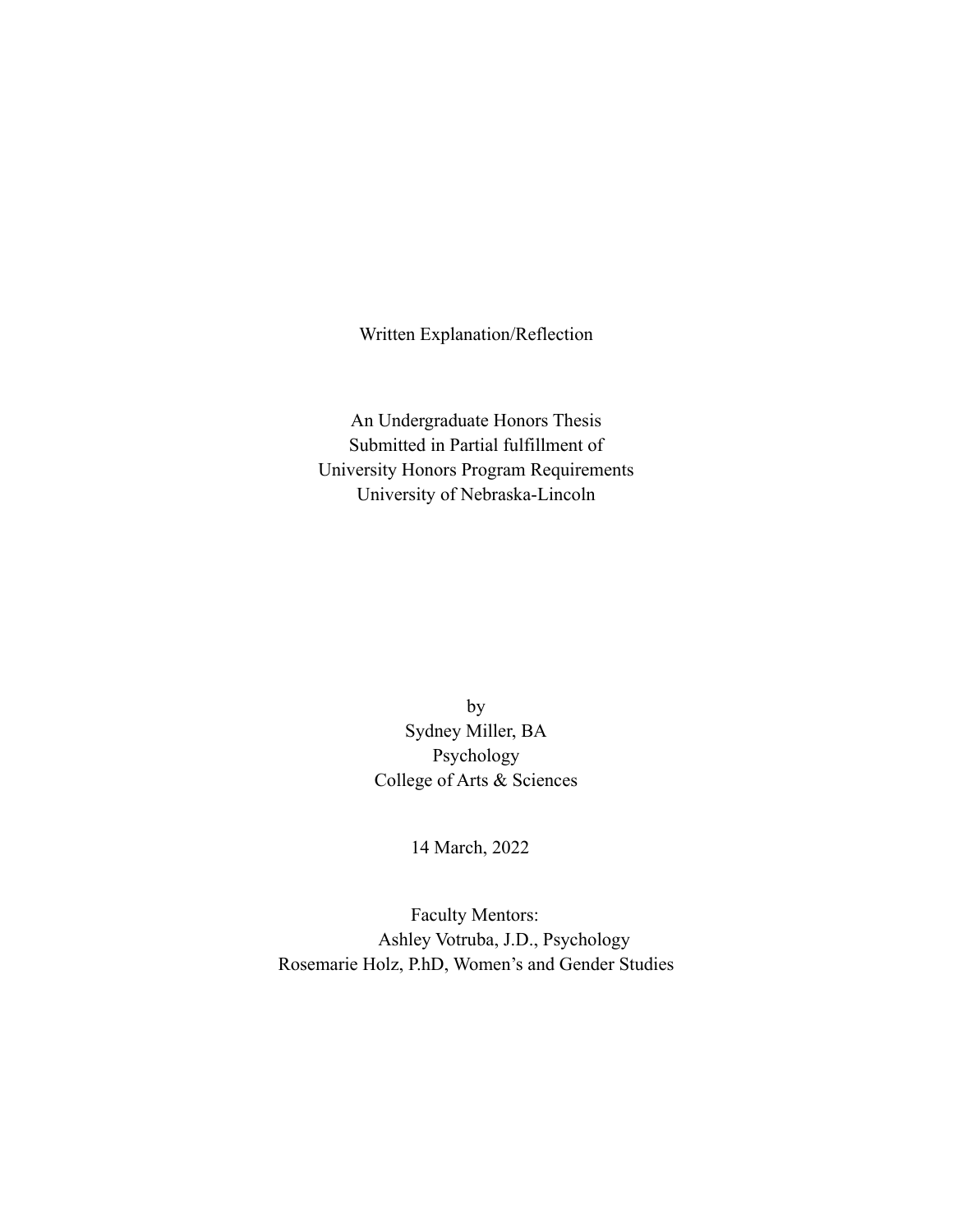Written Explanation/Reflection

An Undergraduate Honors Thesis
Submitted in Partial fulfillment of
University Honors Program Requirements
University of Nebraska-Lincoln

by
Sydney Miller, BA
Psychology
College of Arts & Sciences

14 March, 2022

Faculty Mentors:
Ashley Votruba, J.D., Psychology
Rosemarie Holz, P.hD, Women's and Gender Studies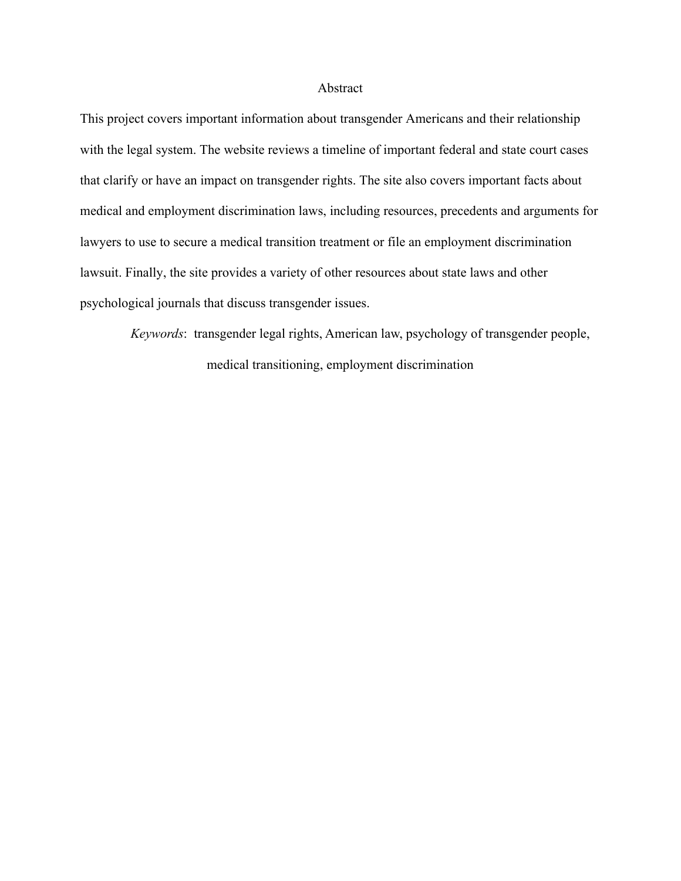# Abstract

This project covers important information about transgender Americans and their relationship with the legal system. The website reviews a timeline of important federal and state court cases that clarify or have an impact on transgender rights. The site also covers important facts about medical and employment discrimination laws, including resources, precedents and arguments for lawyers to use to secure a medical transition treatment or file an employment discrimination lawsuit. Finally, the site provides a variety of other resources about state laws and other psychological journals that discuss transgender issues.

*Keywords*: transgender legal rights, American law, psychology of transgender people, medical transitioning, employment discrimination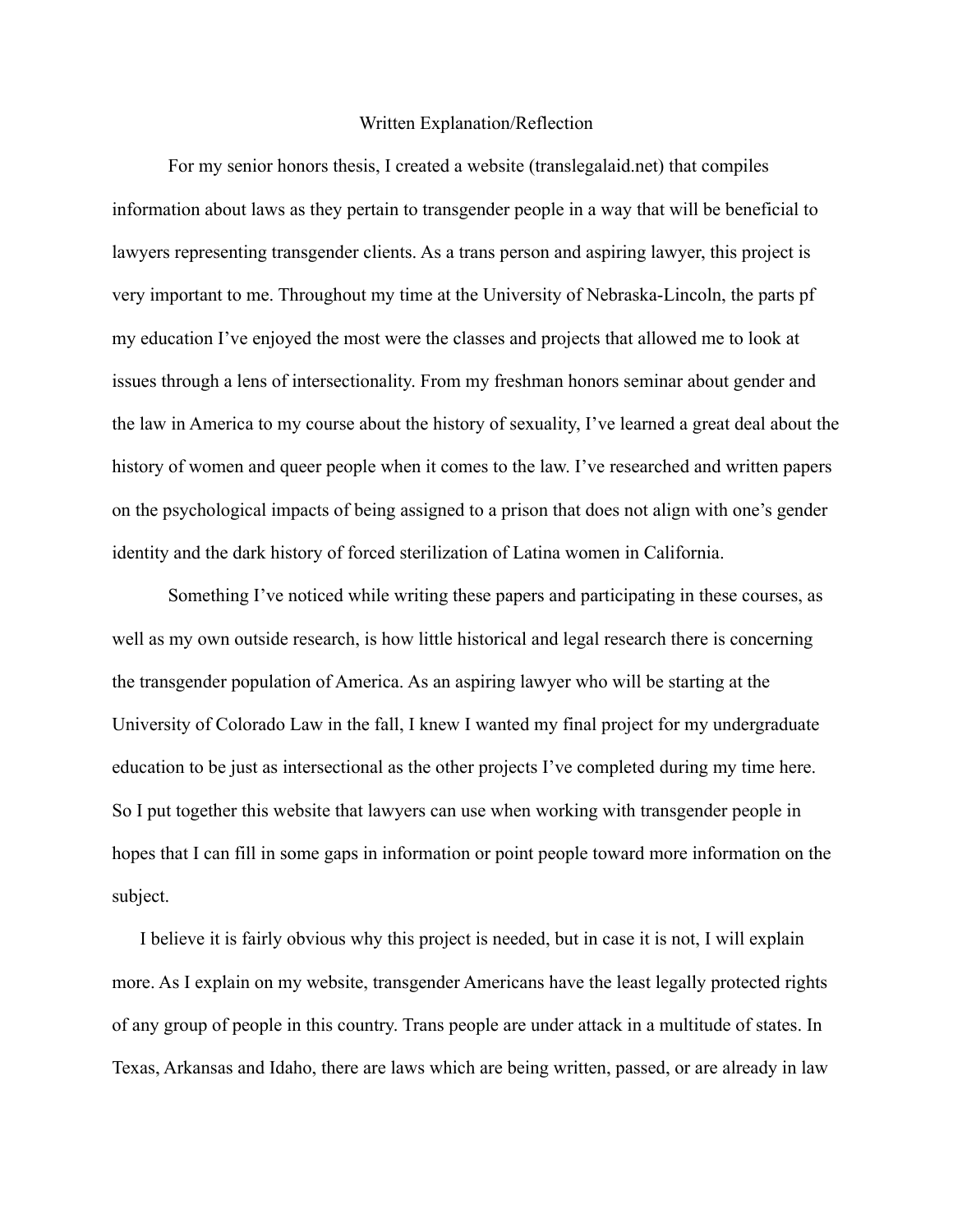Written Explanation/Reflection

For my senior honors thesis, I created a website (translegalaid.net) that compiles information about laws as they pertain to transgender people in a way that will be beneficial to lawyers representing transgender clients. As a trans person and aspiring lawyer, this project is very important to me. Throughout my time at the University of Nebraska-Lincoln, the parts pf my education I've enjoyed the most were the classes and projects that allowed me to look at issues through a lens of intersectionality. From my freshman honors seminar about gender and the law in America to my course about the history of sexuality, I've learned a great deal about the history of women and queer people when it comes to the law. I've researched and written papers on the psychological impacts of being assigned to a prison that does not align with one's gender identity and the dark history of forced sterilization of Latina women in California.

Something I've noticed while writing these papers and participating in these courses, as well as my own outside research, is how little historical and legal research there is concerning the transgender population of America. As an aspiring lawyer who will be starting at the University of Colorado Law in the fall, I knew I wanted my final project for my undergraduate education to be just as intersectional as the other projects I've completed during my time here. So I put together this website that lawyers can use when working with transgender people in hopes that I can fill in some gaps in information or point people toward more information on the subject.

I believe it is fairly obvious why this project is needed, but in case it is not, I will explain more. As I explain on my website, transgender Americans have the least legally protected rights of any group of people in this country. Trans people are under attack in a multitude of states. In Texas, Arkansas and Idaho, there are laws which are being written, passed, or are already in law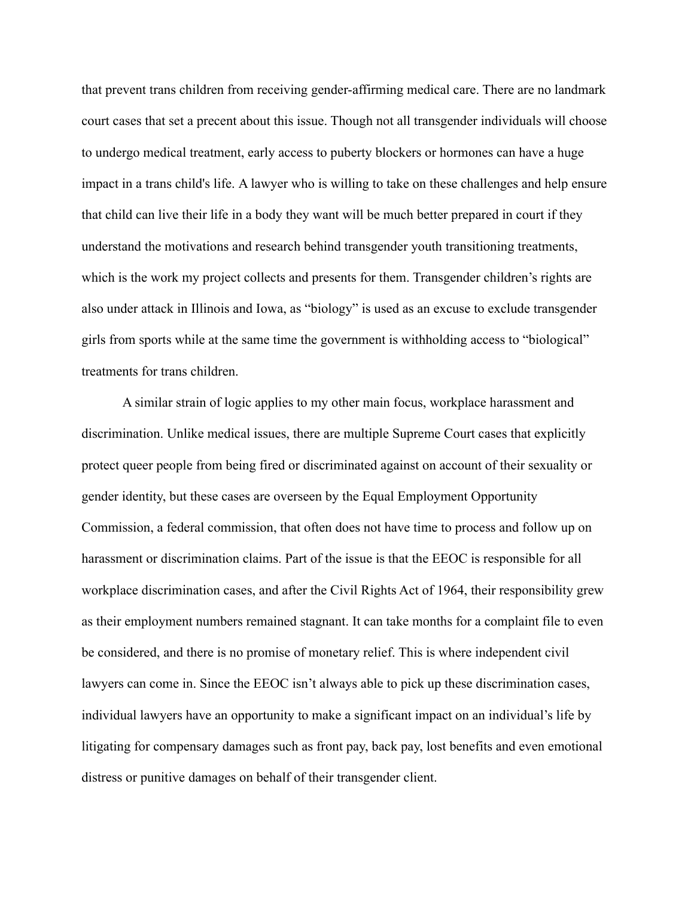that prevent trans children from receiving gender-affirming medical care. There are no landmark court cases that set a precent about this issue. Though not all transgender individuals will choose to undergo medical treatment, early access to puberty blockers or hormones can have a huge impact in a trans child's life. A lawyer who is willing to take on these challenges and help ensure that child can live their life in a body they want will be much better prepared in court if they understand the motivations and research behind transgender youth transitioning treatments, which is the work my project collects and presents for them. Transgender children's rights are also under attack in Illinois and Iowa, as "biology" is used as an excuse to exclude transgender girls from sports while at the same time the government is withholding access to "biological" treatments for trans children.

A similar strain of logic applies to my other main focus, workplace harassment and discrimination. Unlike medical issues, there are multiple Supreme Court cases that explicitly protect queer people from being fired or discriminated against on account of their sexuality or gender identity, but these cases are overseen by the Equal Employment Opportunity Commission, a federal commission, that often does not have time to process and follow up on harassment or discrimination claims. Part of the issue is that the EEOC is responsible for all workplace discrimination cases, and after the Civil Rights Act of 1964, their responsibility grew as their employment numbers remained stagnant. It can take months for a complaint file to even be considered, and there is no promise of monetary relief. This is where independent civil lawyers can come in. Since the EEOC isn't always able to pick up these discrimination cases, individual lawyers have an opportunity to make a significant impact on an individual's life by litigating for compensary damages such as front pay, back pay, lost benefits and even emotional distress or punitive damages on behalf of their transgender client.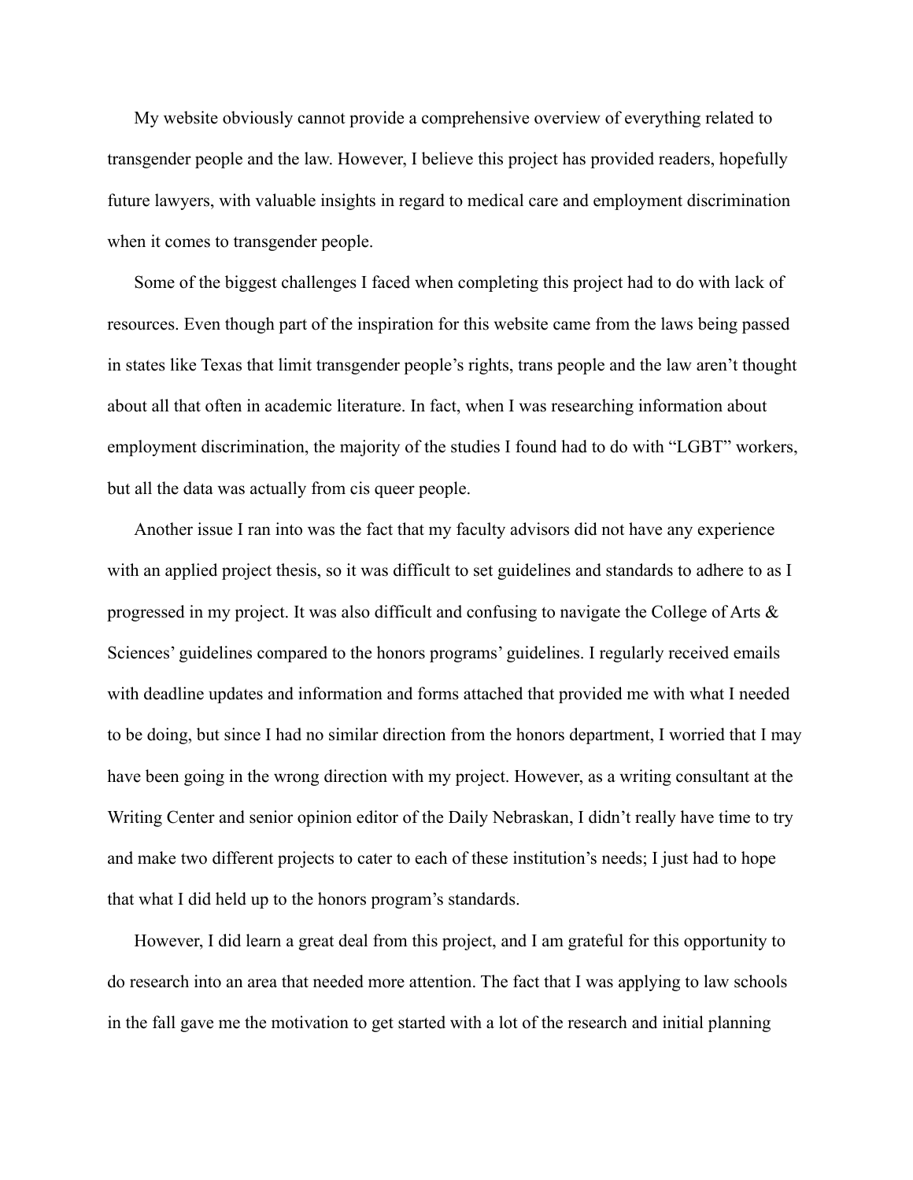My website obviously cannot provide a comprehensive overview of everything related to transgender people and the law. However, I believe this project has provided readers, hopefully future lawyers, with valuable insights in regard to medical care and employment discrimination when it comes to transgender people.

Some of the biggest challenges I faced when completing this project had to do with lack of resources. Even though part of the inspiration for this website came from the laws being passed in states like Texas that limit transgender people's rights, trans people and the law aren't thought about all that often in academic literature. In fact, when I was researching information about employment discrimination, the majority of the studies I found had to do with "LGBT" workers, but all the data was actually from cis queer people.

Another issue I ran into was the fact that my faculty advisors did not have any experience with an applied project thesis, so it was difficult to set guidelines and standards to adhere to as I progressed in my project. It was also difficult and confusing to navigate the College of Arts & Sciences' guidelines compared to the honors programs' guidelines. I regularly received emails with deadline updates and information and forms attached that provided me with what I needed to be doing, but since I had no similar direction from the honors department, I worried that I may have been going in the wrong direction with my project. However, as a writing consultant at the Writing Center and senior opinion editor of the Daily Nebraskan, I didn't really have time to try and make two different projects to cater to each of these institution's needs; I just had to hope that what I did held up to the honors program's standards.

However, I did learn a great deal from this project, and I am grateful for this opportunity to do research into an area that needed more attention. The fact that I was applying to law schools in the fall gave me the motivation to get started with a lot of the research and initial planning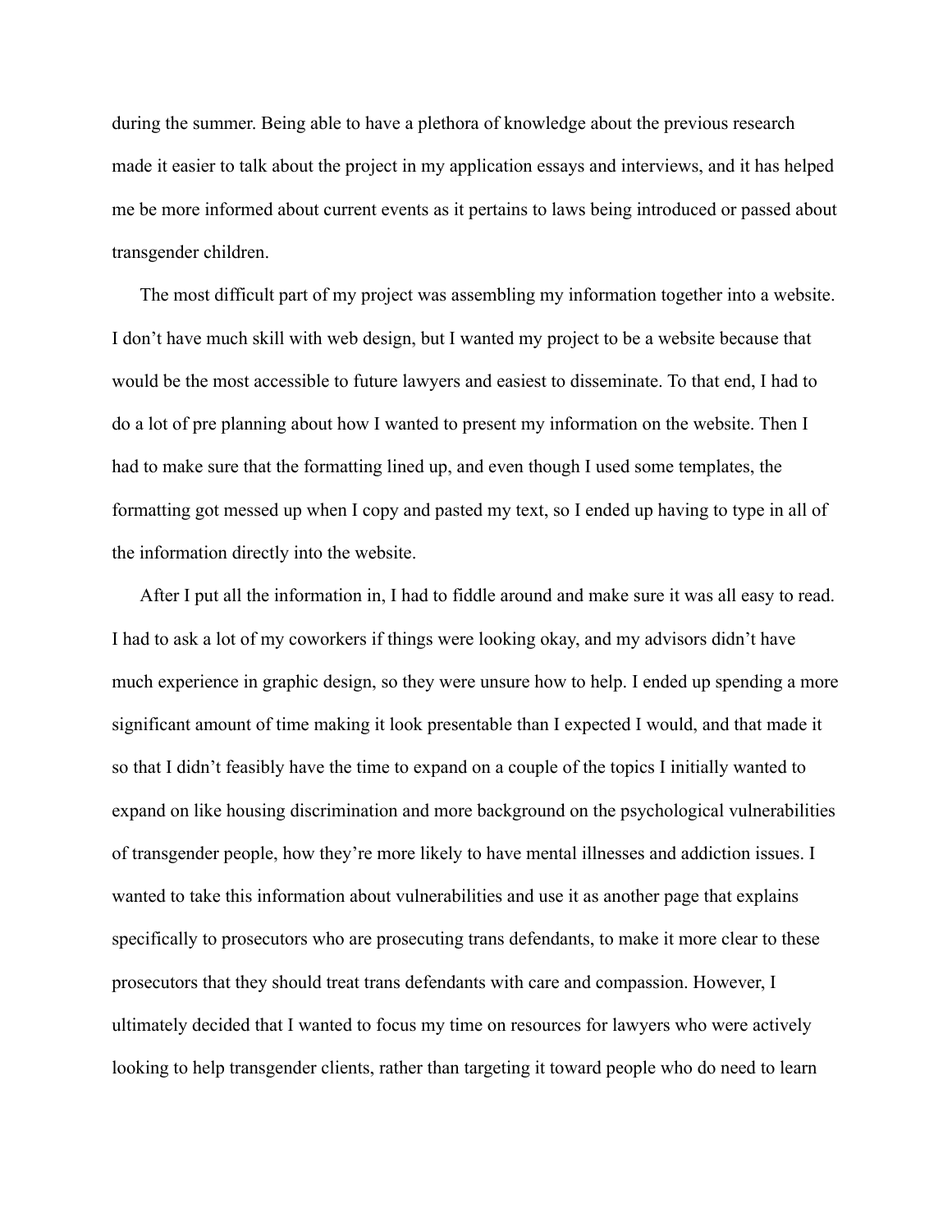during the summer. Being able to have a plethora of knowledge about the previous research made it easier to talk about the project in my application essays and interviews, and it has helped me be more informed about current events as it pertains to laws being introduced or passed about transgender children.

The most difficult part of my project was assembling my information together into a website. I don't have much skill with web design, but I wanted my project to be a website because that would be the most accessible to future lawyers and easiest to disseminate. To that end, I had to do a lot of pre planning about how I wanted to present my information on the website. Then I had to make sure that the formatting lined up, and even though I used some templates, the formatting got messed up when I copy and pasted my text, so I ended up having to type in all of the information directly into the website.

After I put all the information in, I had to fiddle around and make sure it was all easy to read. I had to ask a lot of my coworkers if things were looking okay, and my advisors didn't have much experience in graphic design, so they were unsure how to help. I ended up spending a more significant amount of time making it look presentable than I expected I would, and that made it so that I didn't feasibly have the time to expand on a couple of the topics I initially wanted to expand on like housing discrimination and more background on the psychological vulnerabilities of transgender people, how they're more likely to have mental illnesses and addiction issues. I wanted to take this information about vulnerabilities and use it as another page that explains specifically to prosecutors who are prosecuting trans defendants, to make it more clear to these prosecutors that they should treat trans defendants with care and compassion. However, I ultimately decided that I wanted to focus my time on resources for lawyers who were actively looking to help transgender clients, rather than targeting it toward people who do need to learn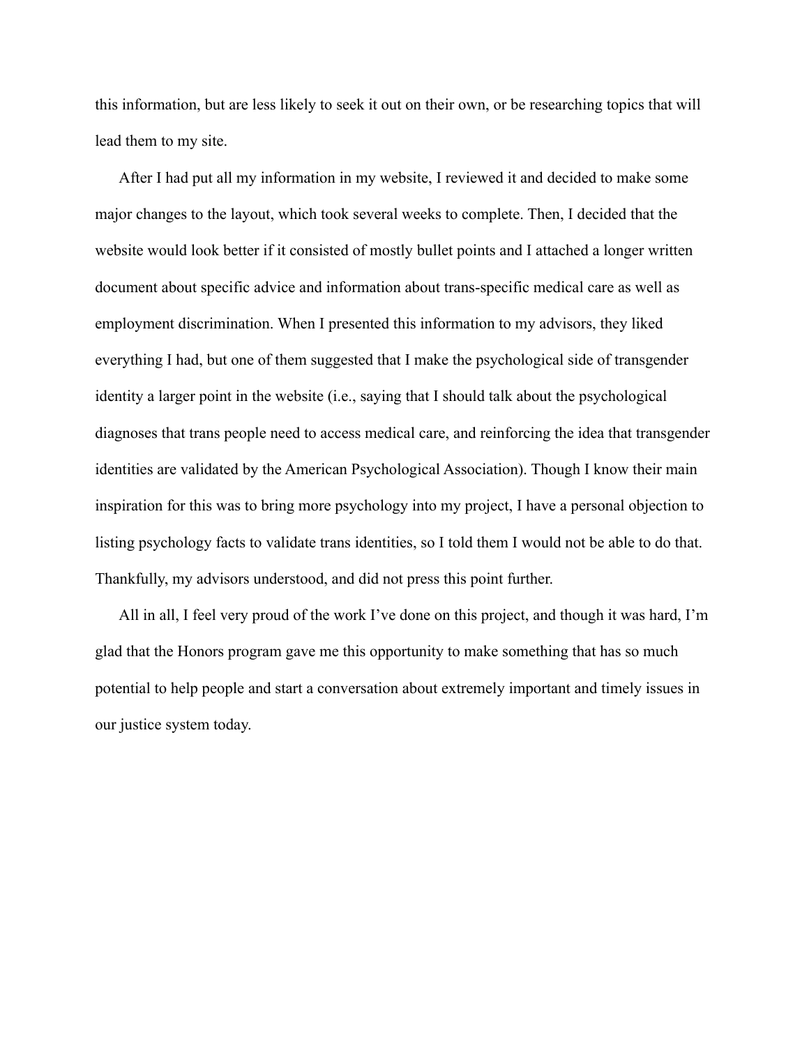this information, but are less likely to seek it out on their own, or be researching topics that will lead them to my site.

After I had put all my information in my website, I reviewed it and decided to make some major changes to the layout, which took several weeks to complete. Then, I decided that the website would look better if it consisted of mostly bullet points and I attached a longer written document about specific advice and information about trans-specific medical care as well as employment discrimination. When I presented this information to my advisors, they liked everything I had, but one of them suggested that I make the psychological side of transgender identity a larger point in the website (i.e., saying that I should talk about the psychological diagnoses that trans people need to access medical care, and reinforcing the idea that transgender identities are validated by the American Psychological Association). Though I know their main inspiration for this was to bring more psychology into my project, I have a personal objection to listing psychology facts to validate trans identities, so I told them I would not be able to do that. Thankfully, my advisors understood, and did not press this point further.

All in all, I feel very proud of the work I've done on this project, and though it was hard, I'm glad that the Honors program gave me this opportunity to make something that has so much potential to help people and start a conversation about extremely important and timely issues in our justice system today.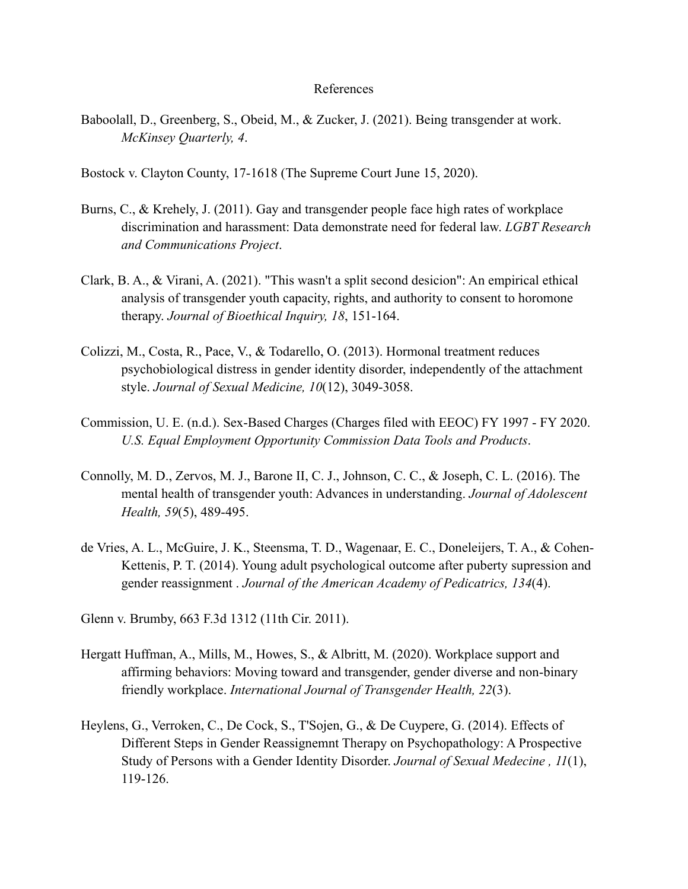# References

Baboolall, D., Greenberg, S., Obeid, M., & Zucker, J. (2021). Being transgender at work. *McKinsey Quarterly, 4*.

Bostock v. Clayton County, 17-1618 (The Supreme Court June 15, 2020).

Burns, C., & Krehely, J. (2011). Gay and transgender people face high rates of workplace discrimination and harassment: Data demonstrate need for federal law. *LGBT Research and Communications Project*.

Clark, B. A., & Virani, A. (2021). "This wasn't a split second desicion": An empirical ethical analysis of transgender youth capacity, rights, and authority to consent to horomone therapy. *Journal of Bioethical Inquiry, 18*, 151-164.

Colizzi, M., Costa, R., Pace, V., & Todarello, O. (2013). Hormonal treatment reduces psychobiological distress in gender identity disorder, independently of the attachment style. *Journal of Sexual Medicine, 10*(12), 3049-3058.

Commission, U. E. (n.d.). Sex-Based Charges (Charges filed with EEOC) FY 1997 - FY 2020. *U.S. Equal Employment Opportunity Commission Data Tools and Products*.

Connolly, M. D., Zervos, M. J., Barone II, C. J., Johnson, C. C., & Joseph, C. L. (2016). The mental health of transgender youth: Advances in understanding. *Journal of Adolescent Health, 59*(5), 489-495.

de Vries, A. L., McGuire, J. K., Steensma, T. D., Wagenaar, E. C., Doneleijers, T. A., & Cohen-Kettenis, P. T. (2014). Young adult psychological outcome after puberty supression and gender reassignment . *Journal of the American Academy of Pedicatrics, 134*(4).

Glenn v. Brumby, 663 F.3d 1312 (11th Cir. 2011).

Hergatt Huffman, A., Mills, M., Howes, S., & Albritt, M. (2020). Workplace support and affirming behaviors: Moving toward and transgender, gender diverse and non-binary friendly workplace. *International Journal of Transgender Health, 22*(3).

Heylens, G., Verroken, C., De Cock, S., T'Sojen, G., & De Cuypere, G. (2014). Effects of Different Steps in Gender Reassignemnt Therapy on Psychopathology: A Prospective Study of Persons with a Gender Identity Disorder. *Journal of Sexual Medecine , 11*(1), 119-126.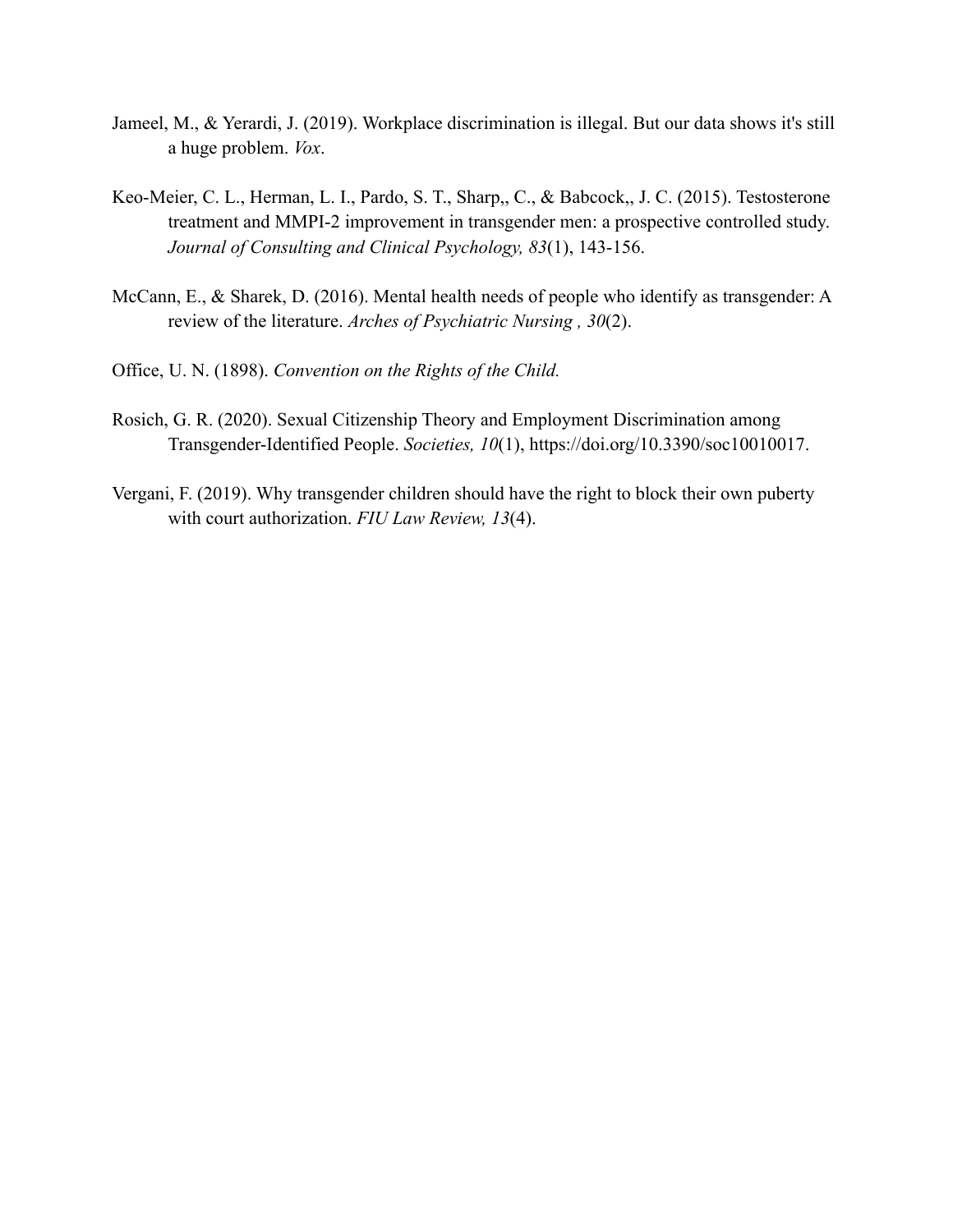Jameel, M., & Yerardi, J. (2019). Workplace discrimination is illegal. But our data shows it's still a huge problem. *Vox*.

Keo-Meier, C. L., Herman, L. I., Pardo, S. T., Sharp,, C., & Babcock,, J. C. (2015). Testosterone treatment and MMPI-2 improvement in transgender men: a prospective controlled study. *Journal of Consulting and Clinical Psychology, 83*(1), 143-156.

McCann, E., & Sharek, D. (2016). Mental health needs of people who identify as transgender: A review of the literature. *Arches of Psychiatric Nursing , 30*(2).

Office, U. N. (1898). *Convention on the Rights of the Child.*

Rosich, G. R. (2020). Sexual Citizenship Theory and Employment Discrimination among Transgender-Identified People. *Societies, 10*(1), https://doi.org/10.3390/soc10010017.

Vergani, F. (2019). Why transgender children should have the right to block their own puberty with court authorization. *FIU Law Review, 13*(4).